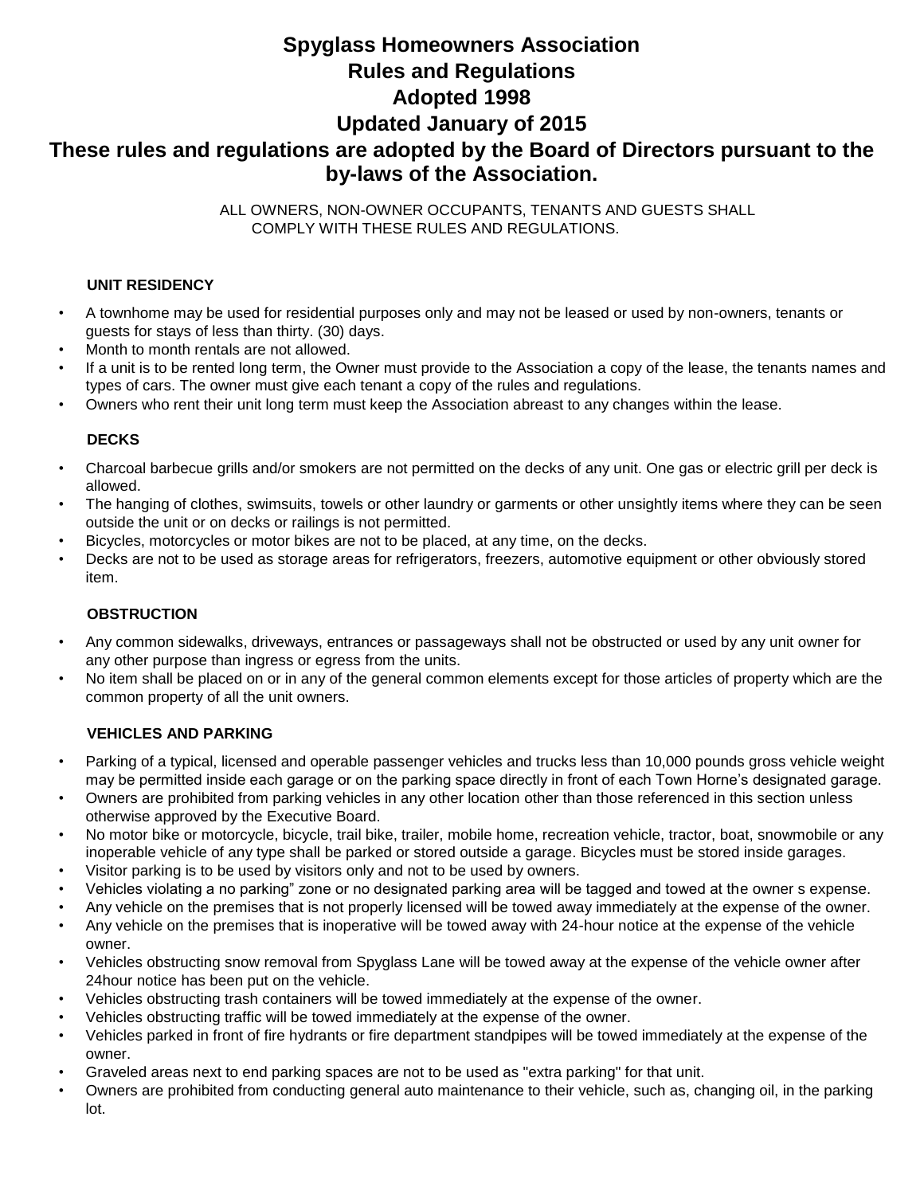# Spyglass Homeowners Association
# Rules and Regulations
# Adopted 1998
# Updated January of 2015

## These rules and regulations are adopted by the Board of Directors pursuant to the by-laws of the Association.

ALL OWNERS, NON-OWNER OCCUPANTS, TENANTS AND GUESTS SHALL COMPLY WITH THESE RULES AND REGULATIONS.

### UNIT RESIDENCY

- A townhome may be used for residential purposes only and may not be leased or used by non-owners, tenants or guests for stays of less than thirty. (30) days.
- Month to month rentals are not allowed.
- If a unit is to be rented long term, the Owner must provide to the Association a copy of the lease, the tenants names and types of cars. The owner must give each tenant a copy of the rules and regulations.
- Owners who rent their unit long term must keep the Association abreast to any changes within the lease.

### DECKS

- Charcoal barbecue grills and/or smokers are not permitted on the decks of any unit. One gas or electric grill per deck is allowed.
- The hanging of clothes, swimsuits, towels or other laundry or garments or other unsightly items where they can be seen outside the unit or on decks or railings is not permitted.
- Bicycles, motorcycles or motor bikes are not to be placed, at any time, on the decks.
- Decks are not to be used as storage areas for refrigerators, freezers, automotive equipment or other obviously stored item.

### OBSTRUCTION

- Any common sidewalks, driveways, entrances or passageways shall not be obstructed or used by any unit owner for any other purpose than ingress or egress from the units.
- No item shall be placed on or in any of the general common elements except for those articles of property which are the common property of all the unit owners.

### VEHICLES AND PARKING

- Parking of a typical, licensed and operable passenger vehicles and trucks less than 10,000 pounds gross vehicle weight may be permitted inside each garage or on the parking space directly in front of each Town Horne's designated garage.
- Owners are prohibited from parking vehicles in any other location other than those referenced in this section unless otherwise approved by the Executive Board.
- No motor bike or motorcycle, bicycle, trail bike, trailer, mobile home, recreation vehicle, tractor, boat, snowmobile or any inoperable vehicle of any type shall be parked or stored outside a garage. Bicycles must be stored inside garages.
- Visitor parking is to be used by visitors only and not to be used by owners.
- Vehicles violating a no parking" zone or no designated parking area will be tagged and towed at the owner s expense.
- Any vehicle on the premises that is not properly licensed will be towed away immediately at the expense of the owner.
- Any vehicle on the premises that is inoperative will be towed away with 24-hour notice at the expense of the vehicle owner.
- Vehicles obstructing snow removal from Spyglass Lane will be towed away at the expense of the vehicle owner after 24hour notice has been put on the vehicle.
- Vehicles obstructing trash containers will be towed immediately at the expense of the owner.
- Vehicles obstructing traffic will be towed immediately at the expense of the owner.
- Vehicles parked in front of fire hydrants or fire department standpipes will be towed immediately at the expense of the owner.
- Graveled areas next to end parking spaces are not to be used as "extra parking" for that unit.
- Owners are prohibited from conducting general auto maintenance to their vehicle, such as, changing oil, in the parking lot.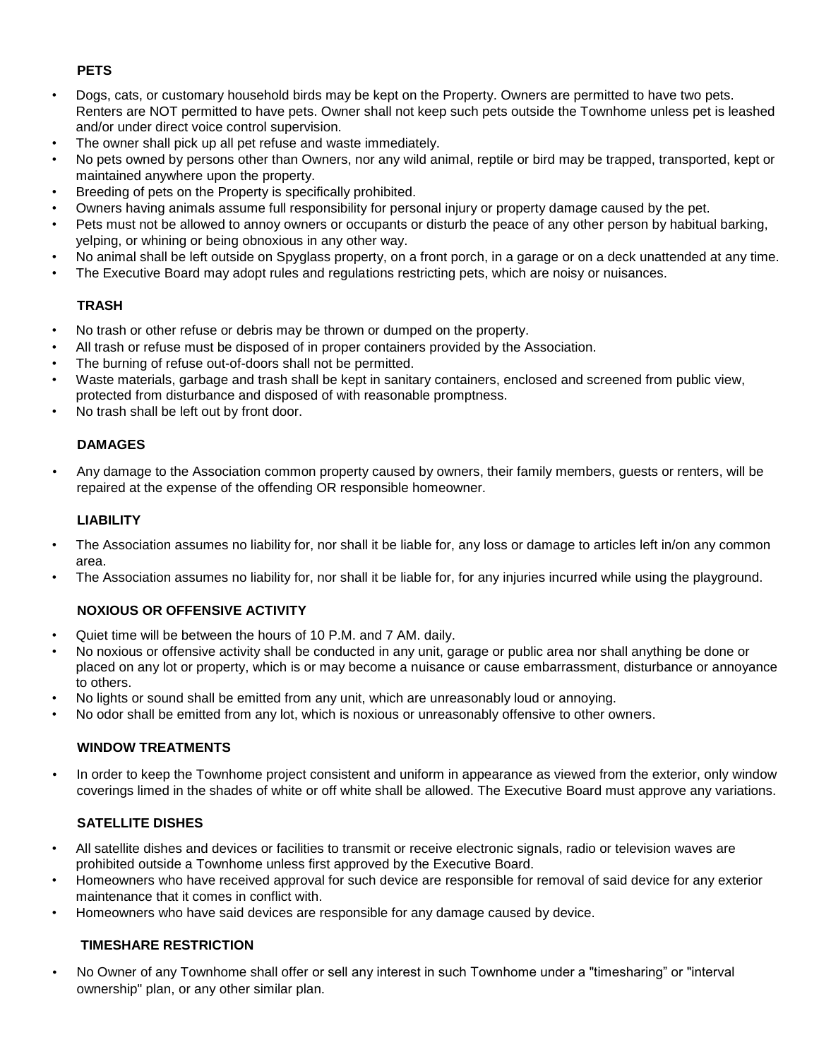## PETS

- Dogs, cats, or customary household birds may be kept on the Property. Owners are permitted to have two pets. Renters are NOT permitted to have pets. Owner shall not keep such pets outside the Townhome unless pet is leashed and/or under direct voice control supervision.
- The owner shall pick up all pet refuse and waste immediately.
- No pets owned by persons other than Owners, nor any wild animal, reptile or bird may be trapped, transported, kept or maintained anywhere upon the property.
- Breeding of pets on the Property is specifically prohibited.
- Owners having animals assume full responsibility for personal injury or property damage caused by the pet.
- Pets must not be allowed to annoy owners or occupants or disturb the peace of any other person by habitual barking, yelping, or whining or being obnoxious in any other way.
- No animal shall be left outside on Spyglass property, on a front porch, in a garage or on a deck unattended at any time.
- The Executive Board may adopt rules and regulations restricting pets, which are noisy or nuisances.

## TRASH

- No trash or other refuse or debris may be thrown or dumped on the property.
- All trash or refuse must be disposed of in proper containers provided by the Association.
- The burning of refuse out-of-doors shall not be permitted.
- Waste materials, garbage and trash shall be kept in sanitary containers, enclosed and screened from public view, protected from disturbance and disposed of with reasonable promptness.
- No trash shall be left out by front door.

## DAMAGES

- Any damage to the Association common property caused by owners, their family members, guests or renters, will be repaired at the expense of the offending OR responsible homeowner.

## LIABILITY

- The Association assumes no liability for, nor shall it be liable for, any loss or damage to articles left in/on any common area.
- The Association assumes no liability for, nor shall it be liable for, for any injuries incurred while using the playground.

## NOXIOUS OR OFFENSIVE ACTIVITY

- Quiet time will be between the hours of 10 P.M. and 7 AM. daily.
- No noxious or offensive activity shall be conducted in any unit, garage or public area nor shall anything be done or placed on any lot or property, which is or may become a nuisance or cause embarrassment, disturbance or annoyance to others.
- No lights or sound shall be emitted from any unit, which are unreasonably loud or annoying.
- No odor shall be emitted from any lot, which is noxious or unreasonably offensive to other owners.

## WINDOW TREATMENTS

- In order to keep the Townhome project consistent and uniform in appearance as viewed from the exterior, only window coverings limed in the shades of white or off white shall be allowed. The Executive Board must approve any variations.

## SATELLITE DISHES

- All satellite dishes and devices or facilities to transmit or receive electronic signals, radio or television waves are prohibited outside a Townhome unless first approved by the Executive Board.
- Homeowners who have received approval for such device are responsible for removal of said device for any exterior maintenance that it comes in conflict with.
- Homeowners who have said devices are responsible for any damage caused by device.

## TIMESHARE RESTRICTION

- No Owner of any Townhome shall offer or sell any interest in such Townhome under a "timesharing" or "interval ownership" plan, or any other similar plan.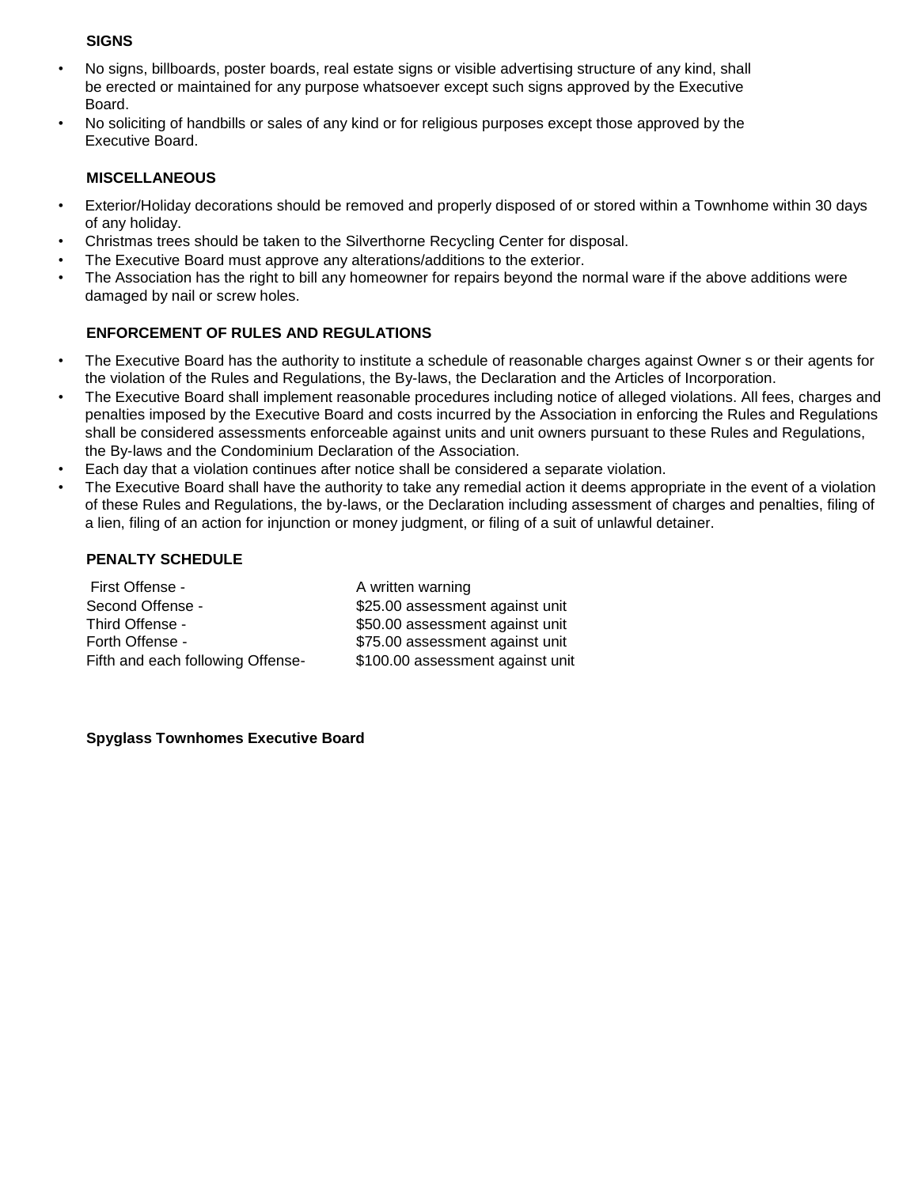### SIGNS

- No signs, billboards, poster boards, real estate signs or visible advertising structure of any kind, shall be erected or maintained for any purpose whatsoever except such signs approved by the Executive Board.
- No soliciting of handbills or sales of any kind or for religious purposes except those approved by the Executive Board.

### MISCELLANEOUS

- Exterior/Holiday decorations should be removed and properly disposed of or stored within a Townhome within 30 days of any holiday.
- Christmas trees should be taken to the Silverthorne Recycling Center for disposal.
- The Executive Board must approve any alterations/additions to the exterior.
- The Association has the right to bill any homeowner for repairs beyond the normal ware if the above additions were damaged by nail or screw holes.

### ENFORCEMENT OF RULES AND REGULATIONS

- The Executive Board has the authority to institute a schedule of reasonable charges against Owner s or their agents for the violation of the Rules and Regulations, the By-laws, the Declaration and the Articles of Incorporation.
- The Executive Board shall implement reasonable procedures including notice of alleged violations. All fees, charges and penalties imposed by the Executive Board and costs incurred by the Association in enforcing the Rules and Regulations shall be considered assessments enforceable against units and unit owners pursuant to these Rules and Regulations, the By-laws and the Condominium Declaration of the Association.
- Each day that a violation continues after notice shall be considered a separate violation.
- The Executive Board shall have the authority to take any remedial action it deems appropriate in the event of a violation of these Rules and Regulations, the by-laws, or the Declaration including assessment of charges and penalties, filing of a lien, filing of an action for injunction or money judgment, or filing of a suit of unlawful detainer.

### PENALTY SCHEDULE

| | |
|---|---|
| First Offense - | A written warning |
| Second Offense - | $25.00 assessment against unit |
| Third Offense - | $50.00 assessment against unit |
| Forth Offense - | $75.00 assessment against unit |
| Fifth and each following Offense- | $100.00 assessment against unit |

**Spyglass Townhomes Executive Board**